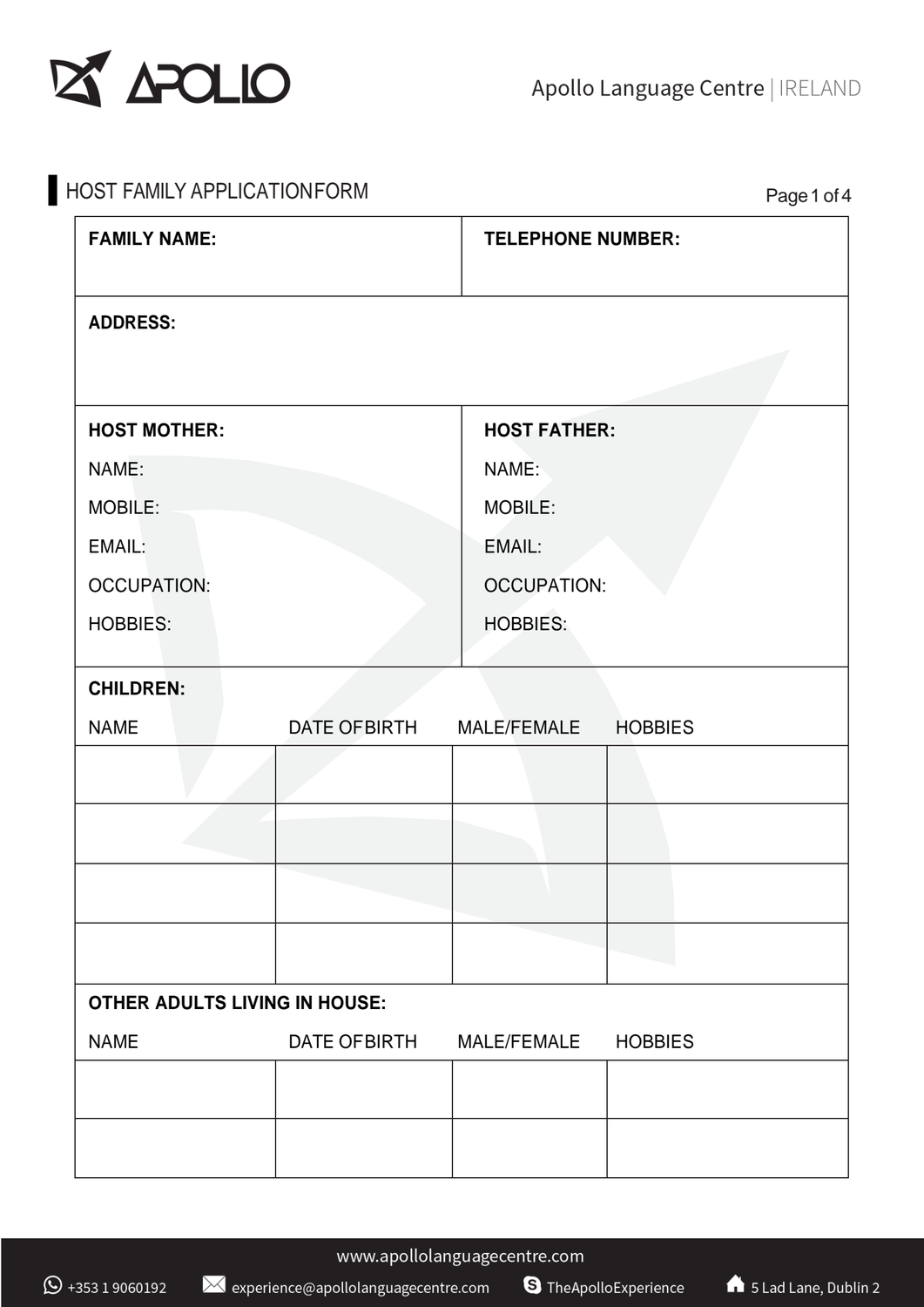APOLLO

Apollo Language Centre | IRELAND

## HOST FAMILY APPLICATION FORM

| **FAMILY NAME:** | **TELEPHONE NUMBER:** |
| --- | --- |
| **ADDRESS:** | |
| **HOST MOTHER:**<br>NAME:<br>MOBILE:<br>EMAIL:<br>OCCUPATION:<br>HOBBIES: | **HOST FATHER:**<br>NAME:<br>MOBILE:<br>EMAIL:<br>OCCUPATION:<br>HOBBIES: |

**CHILDREN:**

| NAME | DATE OF BIRTH | MALE/FEMALE | HOBBIES |
| --- | --- | --- | --- |
| | | | |
| | | | |
| | | | |
| | | | |

**OTHER ADULTS LIVING IN HOUSE:**

| NAME | DATE OF BIRTH | MALE/FEMALE | HOBBIES |
| --- | --- | --- | --- |
| | | | |
| | | | |

www.apollolanguagecentre.com

+353 1 9060192 | experience@apollolanguagecentre.com | TheApolloExperience | 5 Lad Lane, Dublin 2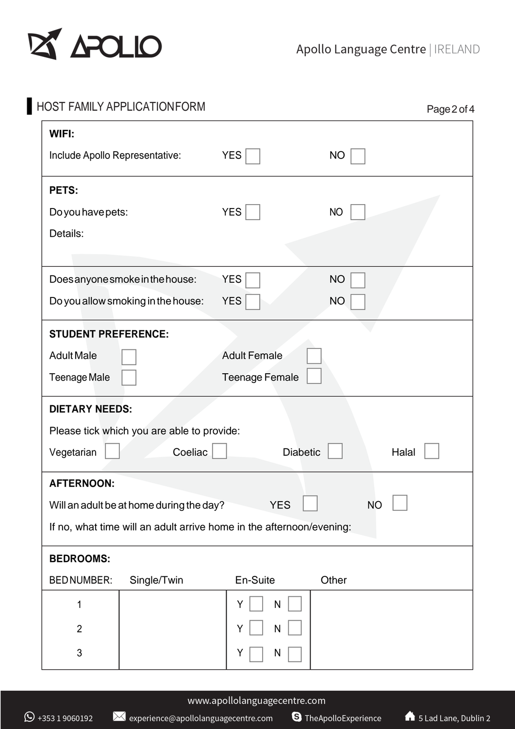## HOST FAMILY APPLICATION FORM

**WIFI:**

Include Apollo Representative: YES ☐ NO ☐

**PETS:**

Do you have pets: YES ☐ NO ☐

Details:

Does anyone smoke in the house: YES ☐ NO ☐

Do you allow smoking in the house: YES ☐ NO ☐

**STUDENT PREFERENCE:**

Adult Male ☐ Adult Female ☐

Teenage Male ☐ Teenage Female ☐

**DIETARY NEEDS:**

Please tick which you are able to provide:

Vegetarian ☐ Coeliac ☐ Diabetic ☐ Halal ☐

**AFTERNOON:**

Will an adult be at home during the day? YES ☐ NO ☐

If no, what time will an adult arrive home in the afternoon/evening:

**BEDROOMS:**

| BED NUMBER: | Single/Twin | En-Suite | Other |
|---|---|---|---|
| 1 | | Y ☐ N ☐ | |
| 2 | | Y ☐ N ☐ | |
| 3 | | Y ☐ N ☐ | |

www.apollolanguagecentre.com

+353 1 9060192 | experience@apollolanguagecentre.com | TheApolloExperience | 5 Lad Lane, Dublin 2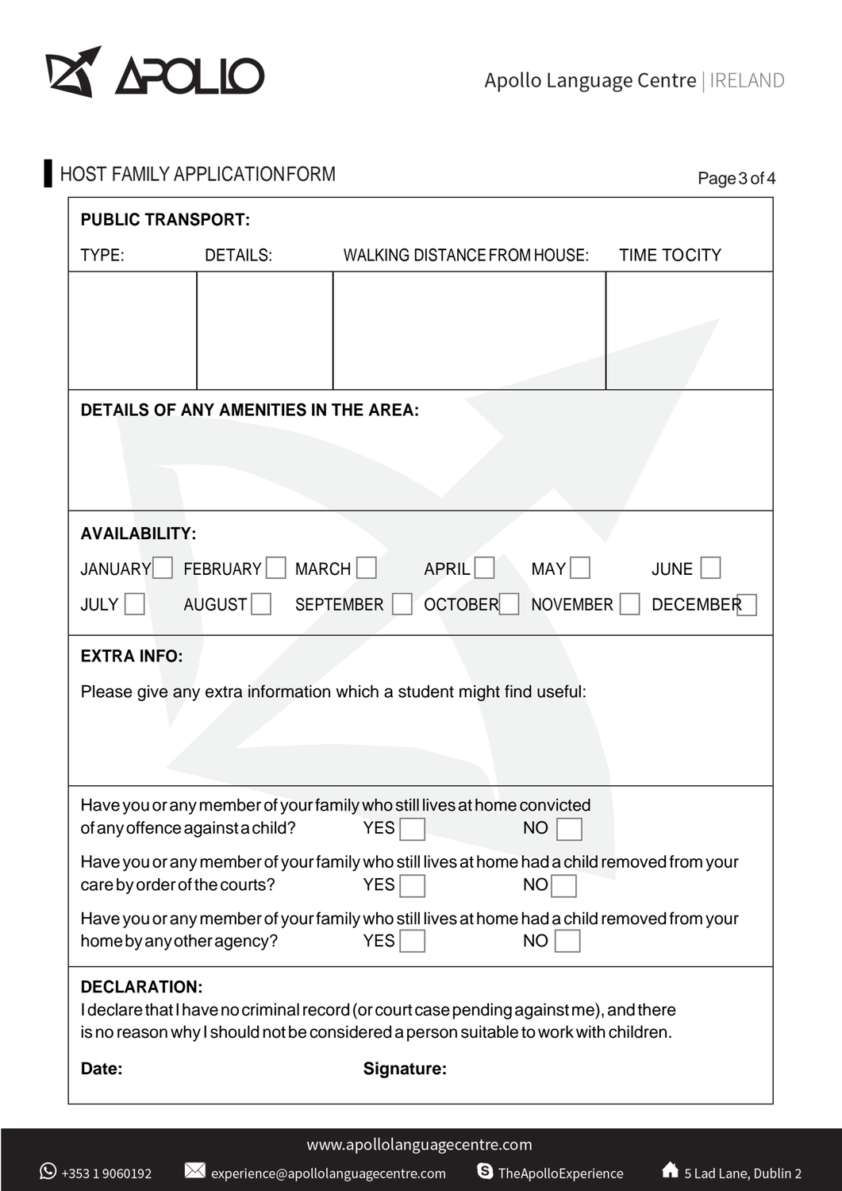## HOST FAMILY APPLICATION FORM

**PUBLIC TRANSPORT:**

| TYPE: | DETAILS: | WALKING DISTANCE FROM HOUSE: | TIME TO CITY |
|---|---|---|---|
| | | | |

**DETAILS OF ANY AMENITIES IN THE AREA:**

**AVAILABILITY:**

| | | | | | |
|---|---|---|---|---|---|
| JANUARY ☐ | FEBRUARY ☐ | MARCH ☐ | APRIL ☐ | MAY ☐ | JUNE ☐ |
| JULY ☐ | AUGUST ☐ | SEPTEMBER ☐ | OCTOBER ☐ | NOVEMBER ☐ | DECEMBER ☐ |

**EXTRA INFO:**

Please give any extra information which a student might find useful:

Have you or any member of your family who still lives at home convicted of any offence against a child? YES ☐ NO ☐

Have you or any member of your family who still lives at home had a child removed from your care by order of the courts? YES ☐ NO ☐

Have you or any member of your family who still lives at home had a child removed from your home by any other agency? YES ☐ NO ☐

**DECLARATION:**

I declare that I have no criminal record (or court case pending against me), and there is no reason why I should not be considered a person suitable to work with children.

**Date:** **Signature:**

www.apollolanguagecentre.com

+353 1 9060192 | experience@apollolanguagecentre.com | TheApolloExperience | 5 Lad Lane, Dublin 2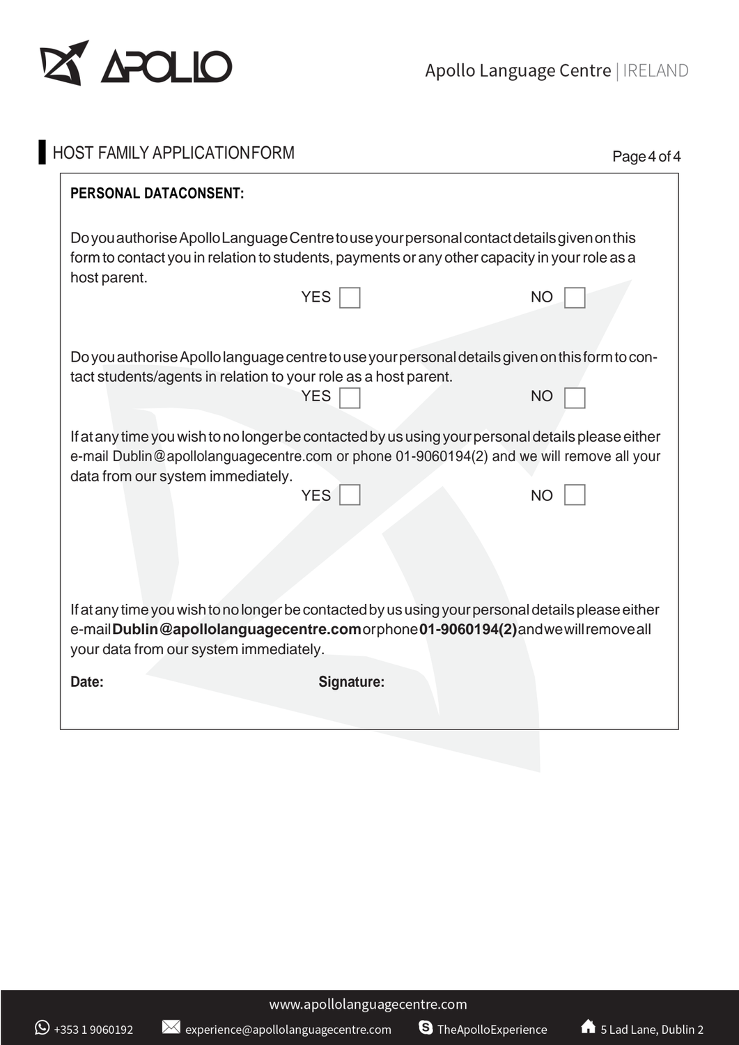## HOST FAMILY APPLICATION FORM

**PERSONAL DATA CONSENT:**

Do you authorise Apollo Language Centre to use your personal contact details given on this form to contact you in relation to students, payments or any other capacity in your role as a host parent.

YES ☐ NO ☐

Do you authorise Apollo language centre to use your personal details given on this form to contact students/agents in relation to your role as a host parent.

YES ☐ NO ☐

If at any time you wish to no longer be contacted by us using your personal details please either e-mail Dublin@apollolanguagecentre.com or phone 01-9060194(2) and we will remove all your data from our system immediately.

YES ☐ NO ☐

If at any time you wish to no longer be contacted by us using your personal details please either e-mail **Dublin@apollolanguagecentre.com** or phone **01-9060194(2)** and we will remove all your data from our system immediately.

**Date:** **Signature:**